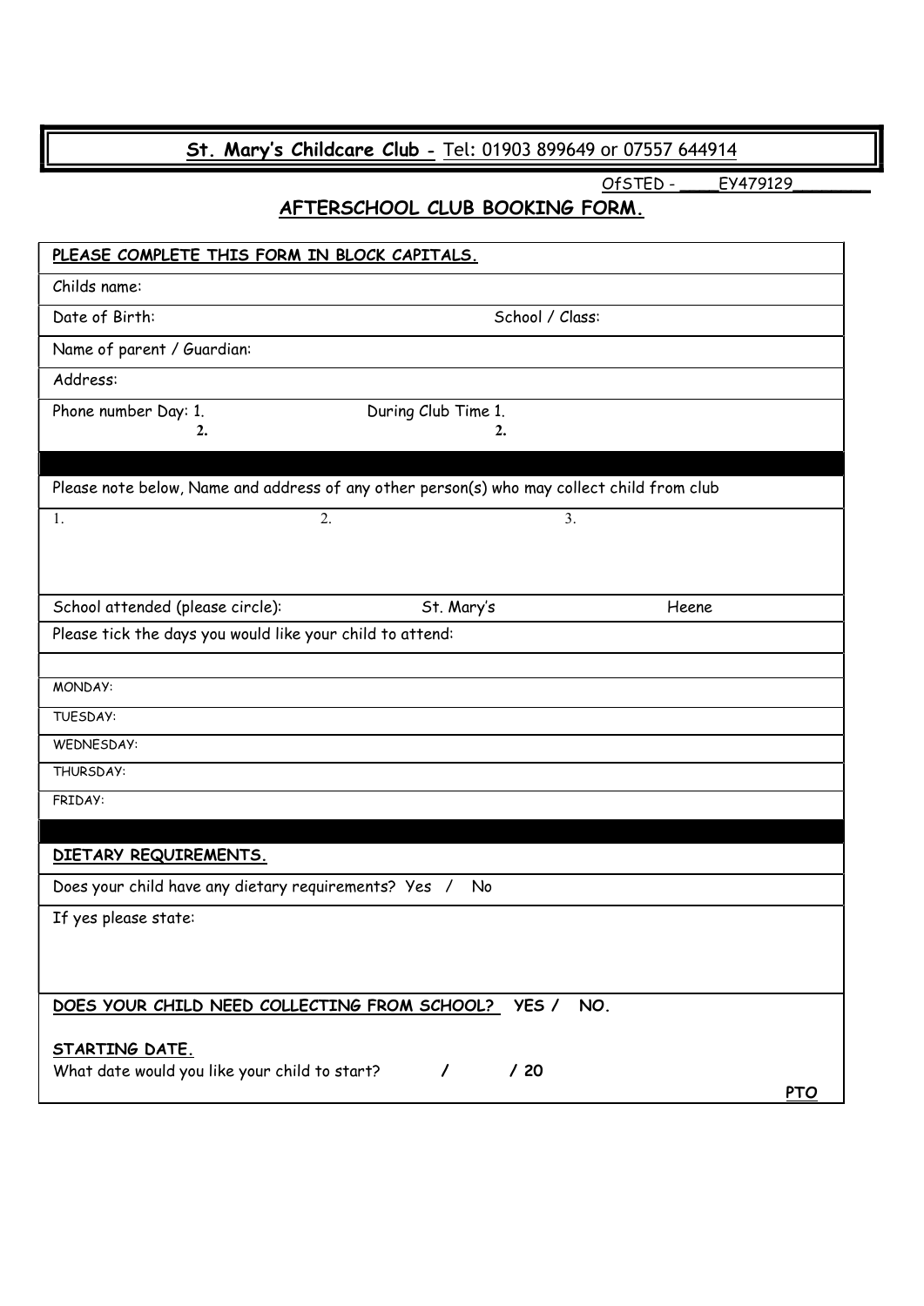# St. Mary's Childcare Club - Tel: 01903 899649 or 07557 644914

OfSTED - ___EY479129_______

## AFTERSCHOOL CLUB BOOKING FORM.

**PLEASE COMPLETE THIS FORM IN BLOCK CAPITALS.**

Childs name:

Date of Birth: School / Class:

Name of parent / Guardian:

Address:

Phone number Day: 1. During Club Time 1.
2. 2.

Please note below, Name and address of any other person(s) who may collect child from club

1. 2. 3.

School attended (please circle): St. Mary's Heene

Please tick the days you would like your child to attend:

MONDAY:

TUESDAY:

WEDNESDAY:

THURSDAY:

FRIDAY:

**DIETARY REQUIREMENTS.**

Does your child have any dietary requirements? Yes / No

If yes please state:

**DOES YOUR CHILD NEED COLLECTING FROM SCHOOL? YES / NO.**

**STARTING DATE.**

What date would you like your child to start? / / 20

**PTO**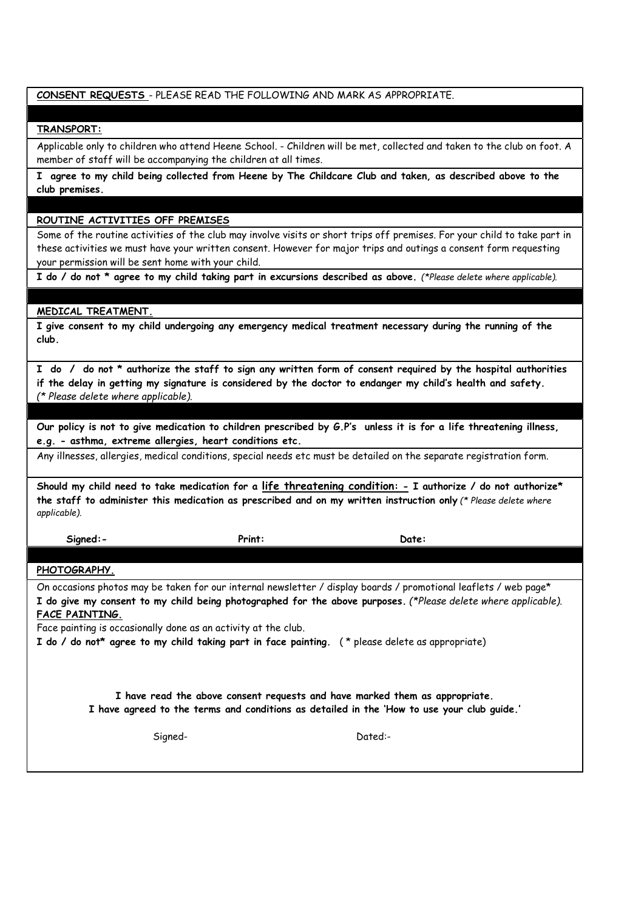**CONSENT REQUESTS** - PLEASE READ THE FOLLOWING AND MARK AS APPROPRIATE.

**TRANSPORT:**

Applicable only to children who attend Heene School. - Children will be met, collected and taken to the club on foot. A member of staff will be accompanying the children at all times.

**I agree to my child being collected from Heene by The Childcare Club and taken, as described above to the club premises.**

**ROUTINE ACTIVITIES OFF PREMISES**

Some of the routine activities of the club may involve visits or short trips off premises. For your child to take part in these activities we must have your written consent. However for major trips and outings a consent form requesting your permission will be sent home with your child.

**I do / do not * agree to my child taking part in excursions described as above.** *(*Please delete where applicable).*

**MEDICAL TREATMENT.**

**I give consent to my child undergoing any emergency medical treatment necessary during the running of the club.**

**I do / do not * authorize the staff to sign any written form of consent required by the hospital authorities if the delay in getting my signature is considered by the doctor to endanger my child's health and safety.** *(* Please delete where applicable).*

**Our policy is not to give medication to children prescribed by G.P's unless it is for a life threatening illness, e.g. - asthma, extreme allergies, heart conditions etc.**

Any illnesses, allergies, medical conditions, special needs etc must be detailed on the separate registration form.

**Should my child need to take medication for a life threatening condition: - I authorize / do not authorize* the staff to administer this medication as prescribed and on my written instruction only** *(* Please delete where applicable).*

**Signed:-** **Print:** **Date:**

**PHOTOGRAPHY.**

On occasions photos may be taken for our internal newsletter / display boards / promotional leaflets / web page*

**I do give my consent to my child being photographed for the above purposes.** *(*Please delete where applicable).*

**FACE PAINTING.**

Face painting is occasionally done as an activity at the club.

**I do / do not* agree to my child taking part in face painting.** ( * please delete as appropriate)

**I have read the above consent requests and have marked them as appropriate.**
**I have agreed to the terms and conditions as detailed in the 'How to use your club guide.'**

Signed- Dated:-